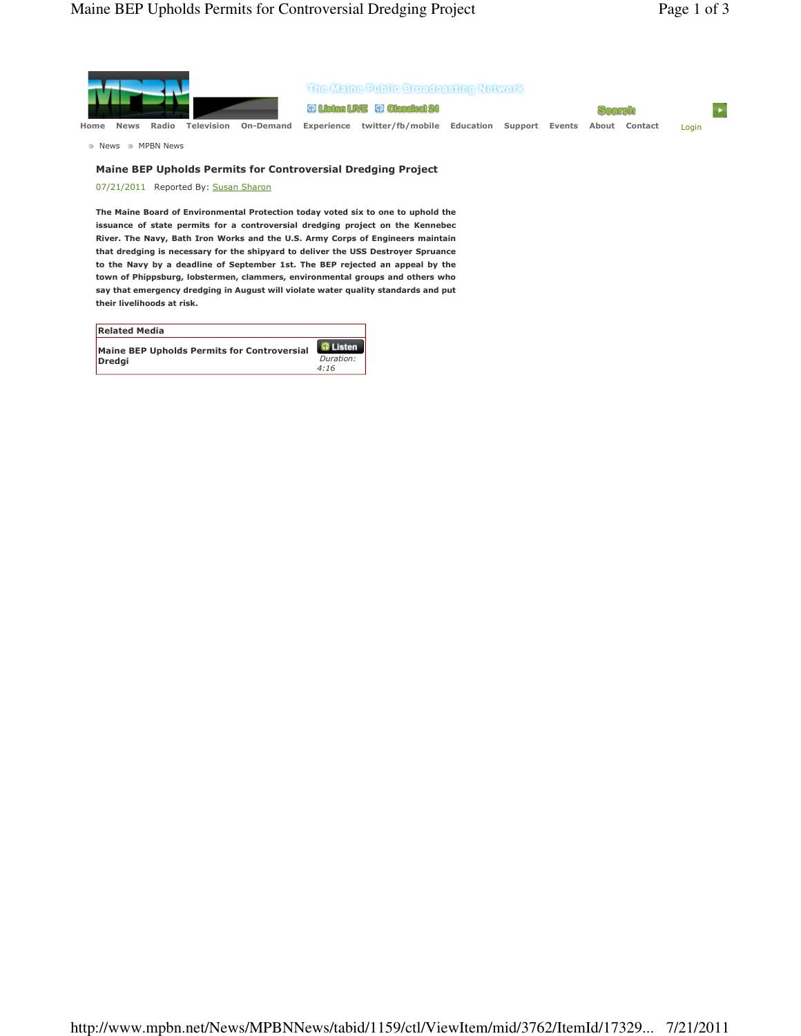Home News Radio Television On-Demand Experience twitter/fb/mobile Education Support Events About Contact Login

News » MPBN News

## Maine BEP Upholds Permits for Controversial Dredging Project

07/21/2011 Reported By: Susan Sharon

**The Maine Board of Environmental Protection today voted six to one to uphold the issuance of state permits for a controversial dredging project on the Kennebec River. The Navy, Bath Iron Works and the U.S. Army Corps of Engineers maintain that dredging is necessary for the shipyard to deliver the USS Destroyer Spruance to the Navy by a deadline of September 1st. The BEP rejected an appeal by the town of Phippsburg, lobstermen, clammers, environmental groups and others who say that emergency dredging in August will violate water quality standards and put their livelihoods at risk.**

| Related Media | |
|---|---|
| **Maine BEP Upholds Permits for Controversial Dredgi** | Listen *Duration: 4:16* |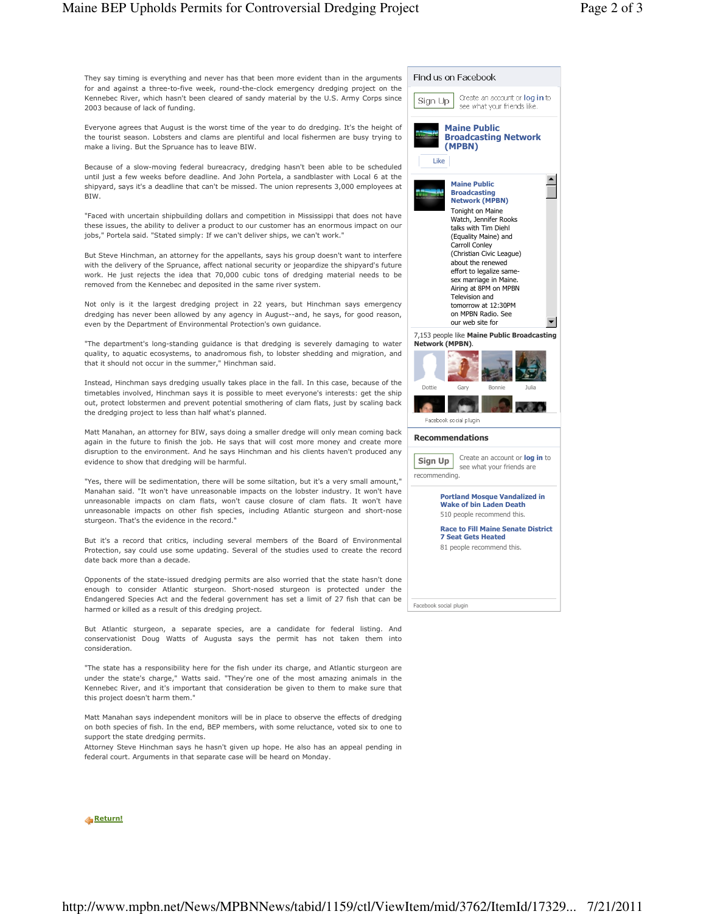They say timing is everything and never has that been more evident than in the arguments for and against a three-to-five week, round-the-clock emergency dredging project on the Kennebec River, which hasn't been cleared of sandy material by the U.S. Army Corps since 2003 because of lack of funding.

Everyone agrees that August is the worst time of the year to do dredging. It's the height of the tourist season. Lobsters and clams are plentiful and local fishermen are busy trying to make a living. But the Spruance has to leave BIW.

Because of a slow-moving federal bureacracy, dredging hasn't been able to be scheduled until just a few weeks before deadline. And John Portela, a sandblaster with Local 6 at the shipyard, says it's a deadline that can't be missed. The union represents 3,000 employees at BIW.

"Faced with uncertain shipbuilding dollars and competition in Mississippi that does not have these issues, the ability to deliver a product to our customer has an enormous impact on our jobs," Portela said. "Stated simply: If we can't deliver ships, we can't work."

But Steve Hinchman, an attorney for the appellants, says his group doesn't want to interfere with the delivery of the Spruance, affect national security or jeopardize the shipyard's future work. He just rejects the idea that 70,000 cubic tons of dredging material needs to be removed from the Kennebec and deposited in the same river system.

Not only is it the largest dredging project in 22 years, but Hinchman says emergency dredging has never been allowed by any agency in August--and, he says, for good reason, even by the Department of Environmental Protection's own guidance.

"The department's long-standing guidance is that dredging is severely damaging to water quality, to aquatic ecosystems, to anadromous fish, to lobster shedding and migration, and that it should not occur in the summer," Hinchman said.

Instead, Hinchman says dredging usually takes place in the fall. In this case, because of the timetables involved, Hinchman says it is possible to meet everyone's interests: get the ship out, protect lobstermen and prevent potential smothering of clam flats, just by scaling back the dredging project to less than half what's planned.

Matt Manahan, an attorney for BIW, says doing a smaller dredge will only mean coming back again in the future to finish the job. He says that will cost more money and create more disruption to the environment. And he says Hinchman and his clients haven't produced any evidence to show that dredging will be harmful.

"Yes, there will be sedimentation, there will be some siltation, but it's a very small amount," Manahan said. "It won't have unreasonable impacts on the lobster industry. It won't have unreasonable impacts on clam flats, won't cause closure of clam flats. It won't have unreasonable impacts on other fish species, including Atlantic sturgeon and short-nose sturgeon. That's the evidence in the record."

But it's a record that critics, including several members of the Board of Environmental Protection, say could use some updating. Several of the studies used to create the record date back more than a decade.

Opponents of the state-issued dredging permits are also worried that the state hasn't done enough to consider Atlantic sturgeon. Short-nosed sturgeon is protected under the Endangered Species Act and the federal government has set a limit of 27 fish that can be harmed or killed as a result of this dredging project.

But Atlantic sturgeon, a separate species, are a candidate for federal listing. And conservationist Doug Watts of Augusta says the permit has not taken them into consideration.

"The state has a responsibility here for the fish under its charge, and Atlantic sturgeon are under the state's charge," Watts said. "They're one of the most amazing animals in the Kennebec River, and it's important that consideration be given to them to make sure that this project doesn't harm them."

Matt Manahan says independent monitors will be in place to observe the effects of dredging on both species of fish. In the end, BEP members, with some reluctance, voted six to one to support the state dredging permits.
Attorney Steve Hinchman says he hasn't given up hope. He also has an appeal pending in federal court. Arguments in that separate case will be heard on Monday.

Return!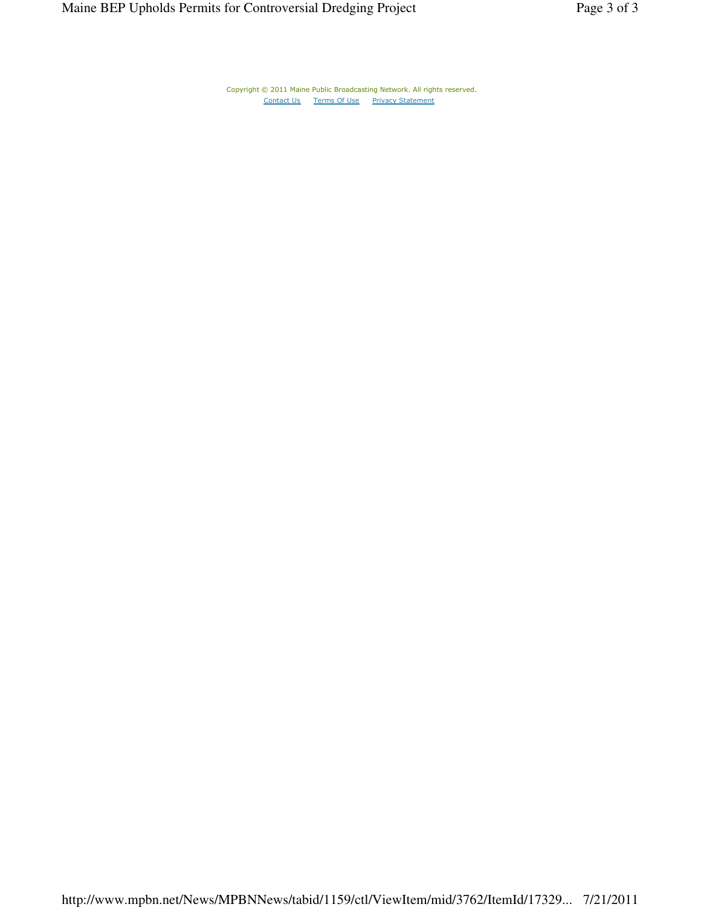Copyright © 2011 Maine Public Broadcasting Network. All rights reserved.

Contact Us Terms Of Use Privacy Statement